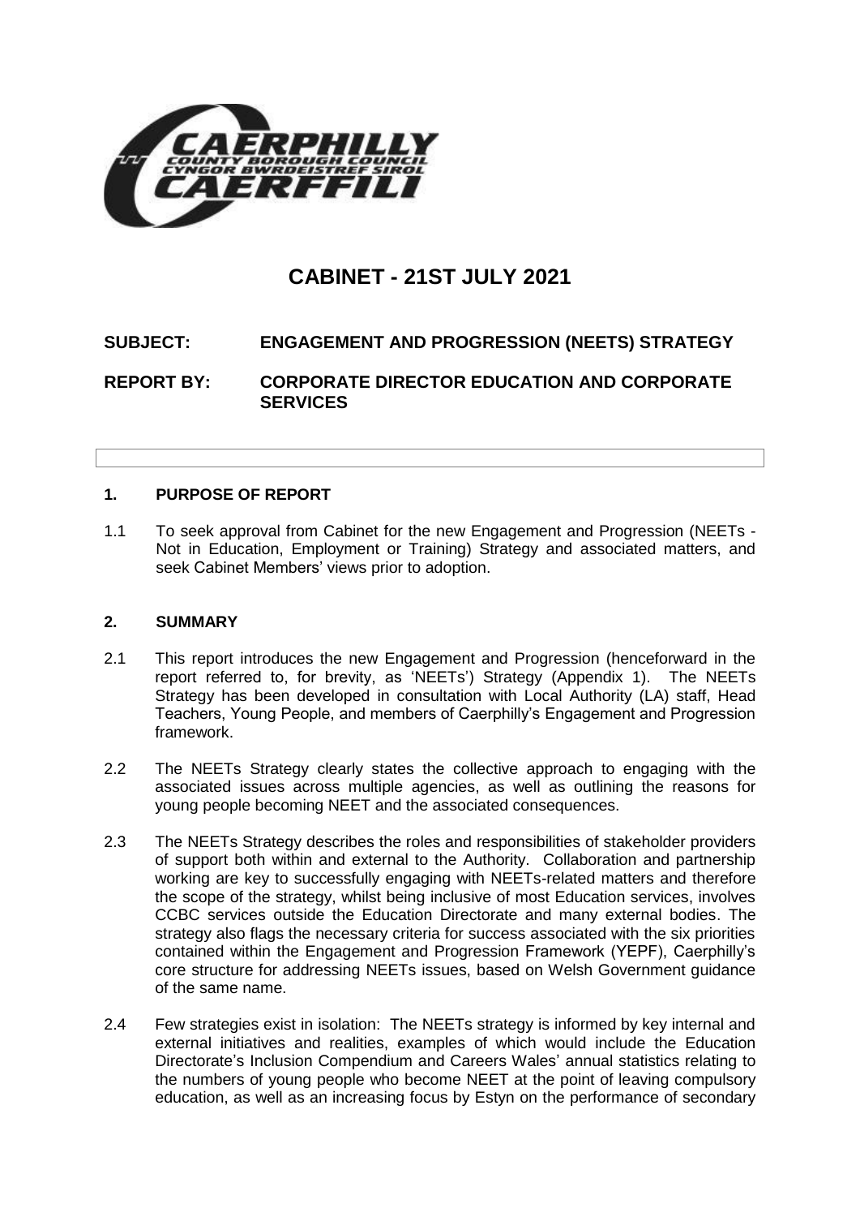# CABINET - 21ST JULY 2021

**SUBJECT: ENGAGEMENT AND PROGRESSION (NEETS) STRATEGY**

**REPORT BY: CORPORATE DIRECTOR EDUCATION AND CORPORATE SERVICES**

## 1. PURPOSE OF REPORT

1.1 To seek approval from Cabinet for the new Engagement and Progression (NEETs - Not in Education, Employment or Training) Strategy and associated matters, and seek Cabinet Members' views prior to adoption.

## 2. SUMMARY

2.1 This report introduces the new Engagement and Progression (henceforward in the report referred to, for brevity, as 'NEETs') Strategy (Appendix 1). The NEETs Strategy has been developed in consultation with Local Authority (LA) staff, Head Teachers, Young People, and members of Caerphilly's Engagement and Progression framework.

2.2 The NEETs Strategy clearly states the collective approach to engaging with the associated issues across multiple agencies, as well as outlining the reasons for young people becoming NEET and the associated consequences.

2.3 The NEETs Strategy describes the roles and responsibilities of stakeholder providers of support both within and external to the Authority. Collaboration and partnership working are key to successfully engaging with NEETs-related matters and therefore the scope of the strategy, whilst being inclusive of most Education services, involves CCBC services outside the Education Directorate and many external bodies. The strategy also flags the necessary criteria for success associated with the six priorities contained within the Engagement and Progression Framework (YEPF), Caerphilly's core structure for addressing NEETs issues, based on Welsh Government guidance of the same name.

2.4 Few strategies exist in isolation: The NEETs strategy is informed by key internal and external initiatives and realities, examples of which would include the Education Directorate's Inclusion Compendium and Careers Wales' annual statistics relating to the numbers of young people who become NEET at the point of leaving compulsory education, as well as an increasing focus by Estyn on the performance of secondary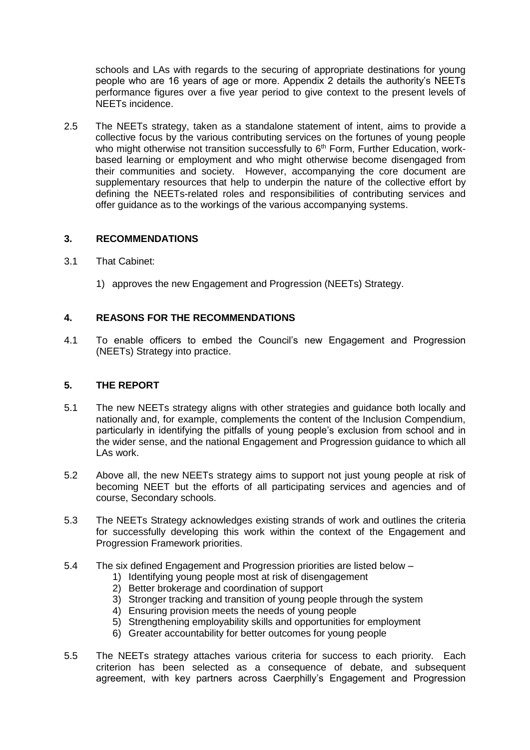schools and LAs with regards to the securing of appropriate destinations for young people who are 16 years of age or more. Appendix 2 details the authority's NEETs performance figures over a five year period to give context to the present levels of NEETs incidence.

2.5 The NEETs strategy, taken as a standalone statement of intent, aims to provide a collective focus by the various contributing services on the fortunes of young people who might otherwise not transition successfully to 6th Form, Further Education, work-based learning or employment and who might otherwise become disengaged from their communities and society. However, accompanying the core document are supplementary resources that help to underpin the nature of the collective effort by defining the NEETs-related roles and responsibilities of contributing services and offer guidance as to the workings of the various accompanying systems.

## 3. RECOMMENDATIONS

3.1 That Cabinet:

1) approves the new Engagement and Progression (NEETs) Strategy.

## 4. REASONS FOR THE RECOMMENDATIONS

4.1 To enable officers to embed the Council's new Engagement and Progression (NEETs) Strategy into practice.

## 5. THE REPORT

5.1 The new NEETs strategy aligns with other strategies and guidance both locally and nationally and, for example, complements the content of the Inclusion Compendium, particularly in identifying the pitfalls of young people's exclusion from school and in the wider sense, and the national Engagement and Progression guidance to which all LAs work.

5.2 Above all, the new NEETs strategy aims to support not just young people at risk of becoming NEET but the efforts of all participating services and agencies and of course, Secondary schools.

5.3 The NEETs Strategy acknowledges existing strands of work and outlines the criteria for successfully developing this work within the context of the Engagement and Progression Framework priorities.

5.4 The six defined Engagement and Progression priorities are listed below –

1) Identifying young people most at risk of disengagement
2) Better brokerage and coordination of support
3) Stronger tracking and transition of young people through the system
4) Ensuring provision meets the needs of young people
5) Strengthening employability skills and opportunities for employment
6) Greater accountability for better outcomes for young people

5.5 The NEETs strategy attaches various criteria for success to each priority. Each criterion has been selected as a consequence of debate, and subsequent agreement, with key partners across Caerphilly's Engagement and Progression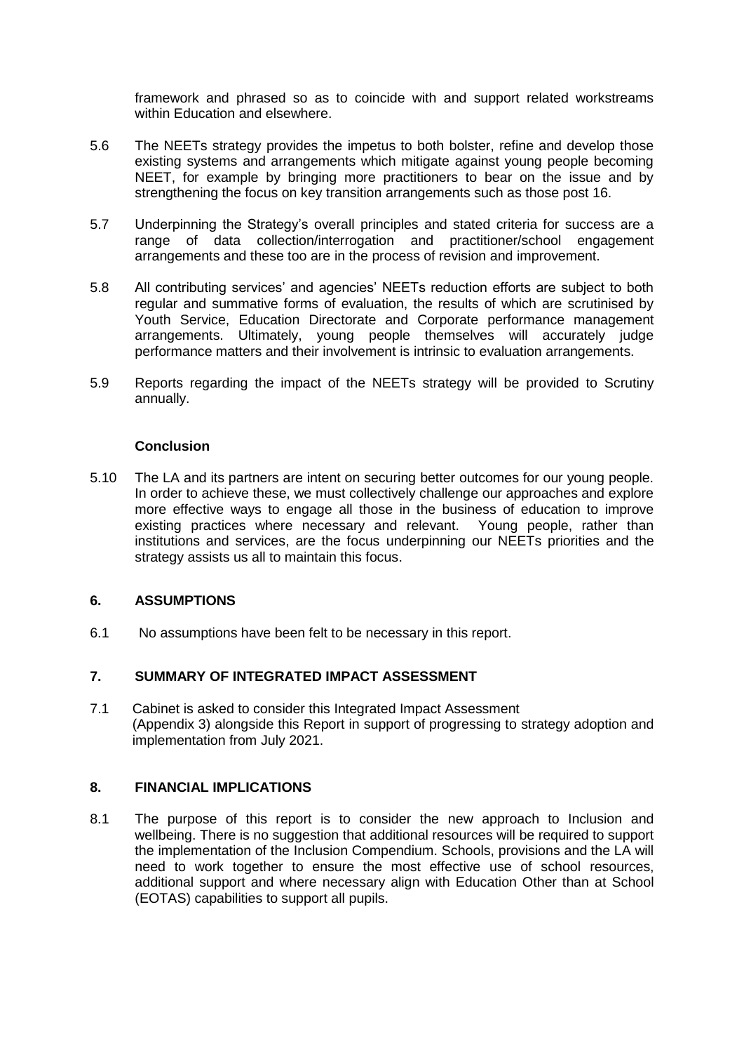framework and phrased so as to coincide with and support related workstreams within Education and elsewhere.

5.6 The NEETs strategy provides the impetus to both bolster, refine and develop those existing systems and arrangements which mitigate against young people becoming NEET, for example by bringing more practitioners to bear on the issue and by strengthening the focus on key transition arrangements such as those post 16.

5.7 Underpinning the Strategy's overall principles and stated criteria for success are a range of data collection/interrogation and practitioner/school engagement arrangements and these too are in the process of revision and improvement.

5.8 All contributing services' and agencies' NEETs reduction efforts are subject to both regular and summative forms of evaluation, the results of which are scrutinised by Youth Service, Education Directorate and Corporate performance management arrangements. Ultimately, young people themselves will accurately judge performance matters and their involvement is intrinsic to evaluation arrangements.

5.9 Reports regarding the impact of the NEETs strategy will be provided to Scrutiny annually.

**Conclusion**

5.10 The LA and its partners are intent on securing better outcomes for our young people. In order to achieve these, we must collectively challenge our approaches and explore more effective ways to engage all those in the business of education to improve existing practices where necessary and relevant. Young people, rather than institutions and services, are the focus underpinning our NEETs priorities and the strategy assists us all to maintain this focus.

## 6. ASSUMPTIONS

6.1 No assumptions have been felt to be necessary in this report.

## 7. SUMMARY OF INTEGRATED IMPACT ASSESSMENT

7.1 Cabinet is asked to consider this Integrated Impact Assessment (Appendix 3) alongside this Report in support of progressing to strategy adoption and implementation from July 2021.

## 8. FINANCIAL IMPLICATIONS

8.1 The purpose of this report is to consider the new approach to Inclusion and wellbeing. There is no suggestion that additional resources will be required to support the implementation of the Inclusion Compendium. Schools, provisions and the LA will need to work together to ensure the most effective use of school resources, additional support and where necessary align with Education Other than at School (EOTAS) capabilities to support all pupils.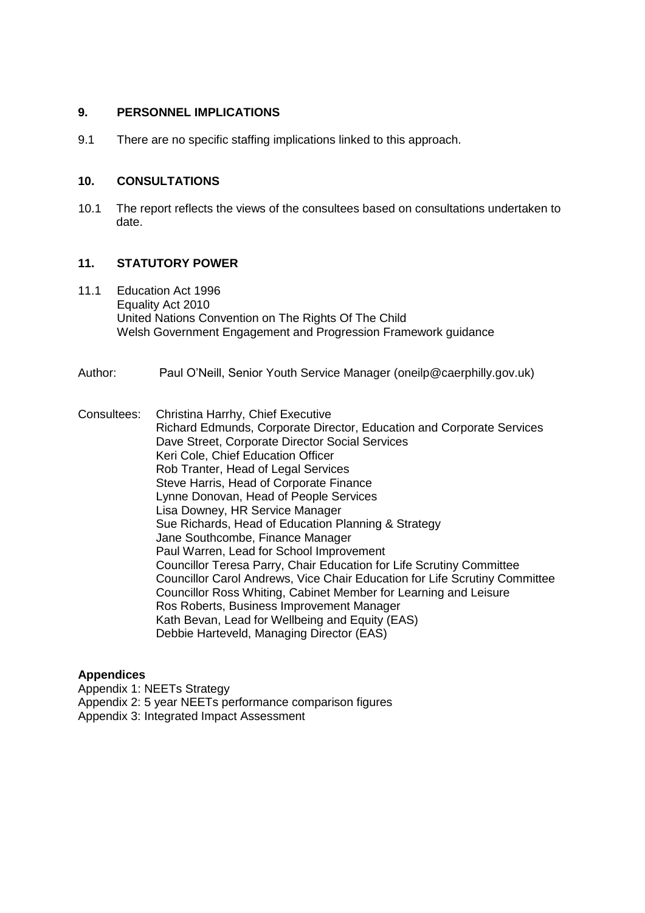## 9. PERSONNEL IMPLICATIONS

9.1 There are no specific staffing implications linked to this approach.

## 10. CONSULTATIONS

10.1 The report reflects the views of the consultees based on consultations undertaken to date.

## 11. STATUTORY POWER

11.1 Education Act 1996
Equality Act 2010
United Nations Convention on The Rights Of The Child
Welsh Government Engagement and Progression Framework guidance

Author: Paul O'Neill, Senior Youth Service Manager (oneilp@caerphilly.gov.uk)

Consultees: Christina Harrhy, Chief Executive
Richard Edmunds, Corporate Director, Education and Corporate Services
Dave Street, Corporate Director Social Services
Keri Cole, Chief Education Officer
Rob Tranter, Head of Legal Services
Steve Harris, Head of Corporate Finance
Lynne Donovan, Head of People Services
Lisa Downey, HR Service Manager
Sue Richards, Head of Education Planning & Strategy
Jane Southcombe, Finance Manager
Paul Warren, Lead for School Improvement
Councillor Teresa Parry, Chair Education for Life Scrutiny Committee
Councillor Carol Andrews, Vice Chair Education for Life Scrutiny Committee
Councillor Ross Whiting, Cabinet Member for Learning and Leisure
Ros Roberts, Business Improvement Manager
Kath Bevan, Lead for Wellbeing and Equity (EAS)
Debbie Harteveld, Managing Director (EAS)

**Appendices**

Appendix 1: NEETs Strategy
Appendix 2: 5 year NEETs performance comparison figures
Appendix 3: Integrated Impact Assessment